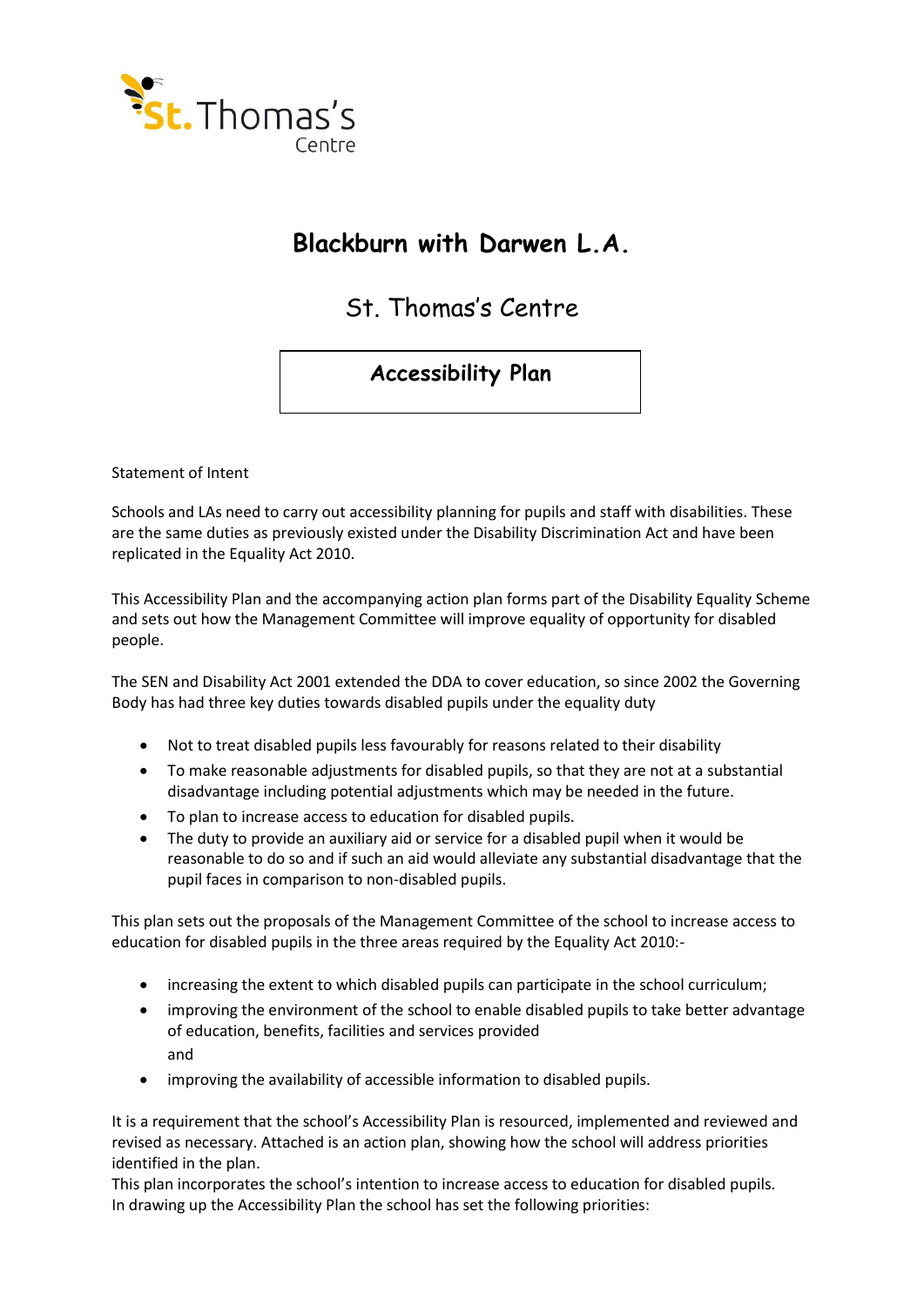St. Thomas's Centre

# Blackburn with Darwen L.A.

## St. Thomas's Centre

### Accessibility Plan

Statement of Intent

Schools and LAs need to carry out accessibility planning for pupils and staff with disabilities. These are the same duties as previously existed under the Disability Discrimination Act and have been replicated in the Equality Act 2010.

This Accessibility Plan and the accompanying action plan forms part of the Disability Equality Scheme and sets out how the Management Committee will improve equality of opportunity for disabled people.

The SEN and Disability Act 2001 extended the DDA to cover education, so since 2002 the Governing Body has had three key duties towards disabled pupils under the equality duty

- Not to treat disabled pupils less favourably for reasons related to their disability
- To make reasonable adjustments for disabled pupils, so that they are not at a substantial disadvantage including potential adjustments which may be needed in the future.
- To plan to increase access to education for disabled pupils.
- The duty to provide an auxiliary aid or service for a disabled pupil when it would be reasonable to do so and if such an aid would alleviate any substantial disadvantage that the pupil faces in comparison to non-disabled pupils.

This plan sets out the proposals of the Management Committee of the school to increase access to education for disabled pupils in the three areas required by the Equality Act 2010:-

- increasing the extent to which disabled pupils can participate in the school curriculum;
- improving the environment of the school to enable disabled pupils to take better advantage of education, benefits, facilities and services provided
  and
- improving the availability of accessible information to disabled pupils.

It is a requirement that the school's Accessibility Plan is resourced, implemented and reviewed and revised as necessary. Attached is an action plan, showing how the school will address priorities identified in the plan.
This plan incorporates the school's intention to increase access to education for disabled pupils.
In drawing up the Accessibility Plan the school has set the following priorities: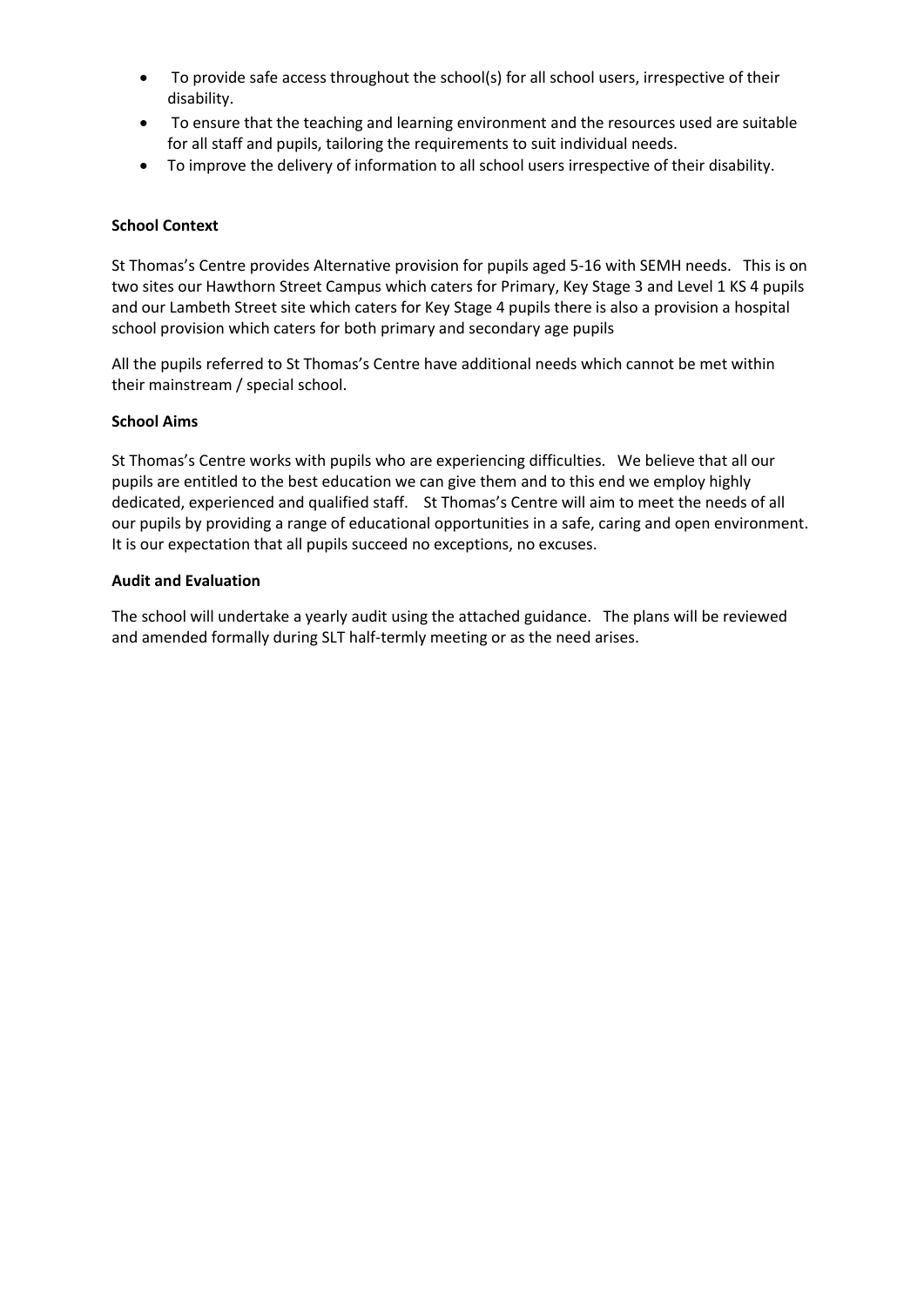- To provide safe access throughout the school(s) for all school users, irrespective of their disability.
- To ensure that the teaching and learning environment and the resources used are suitable for all staff and pupils, tailoring the requirements to suit individual needs.
- To improve the delivery of information to all school users irrespective of their disability.

**School Context**

St Thomas's Centre provides Alternative provision for pupils aged 5-16 with SEMH needs. This is on two sites our Hawthorn Street Campus which caters for Primary, Key Stage 3 and Level 1 KS 4 pupils and our Lambeth Street site which caters for Key Stage 4 pupils there is also a provision a hospital school provision which caters for both primary and secondary age pupils

All the pupils referred to St Thomas's Centre have additional needs which cannot be met within their mainstream / special school.

**School Aims**

St Thomas's Centre works with pupils who are experiencing difficulties. We believe that all our pupils are entitled to the best education we can give them and to this end we employ highly dedicated, experienced and qualified staff. St Thomas's Centre will aim to meet the needs of all our pupils by providing a range of educational opportunities in a safe, caring and open environment. It is our expectation that all pupils succeed no exceptions, no excuses.

**Audit and Evaluation**

The school will undertake a yearly audit using the attached guidance. The plans will be reviewed and amended formally during SLT half-termly meeting or as the need arises.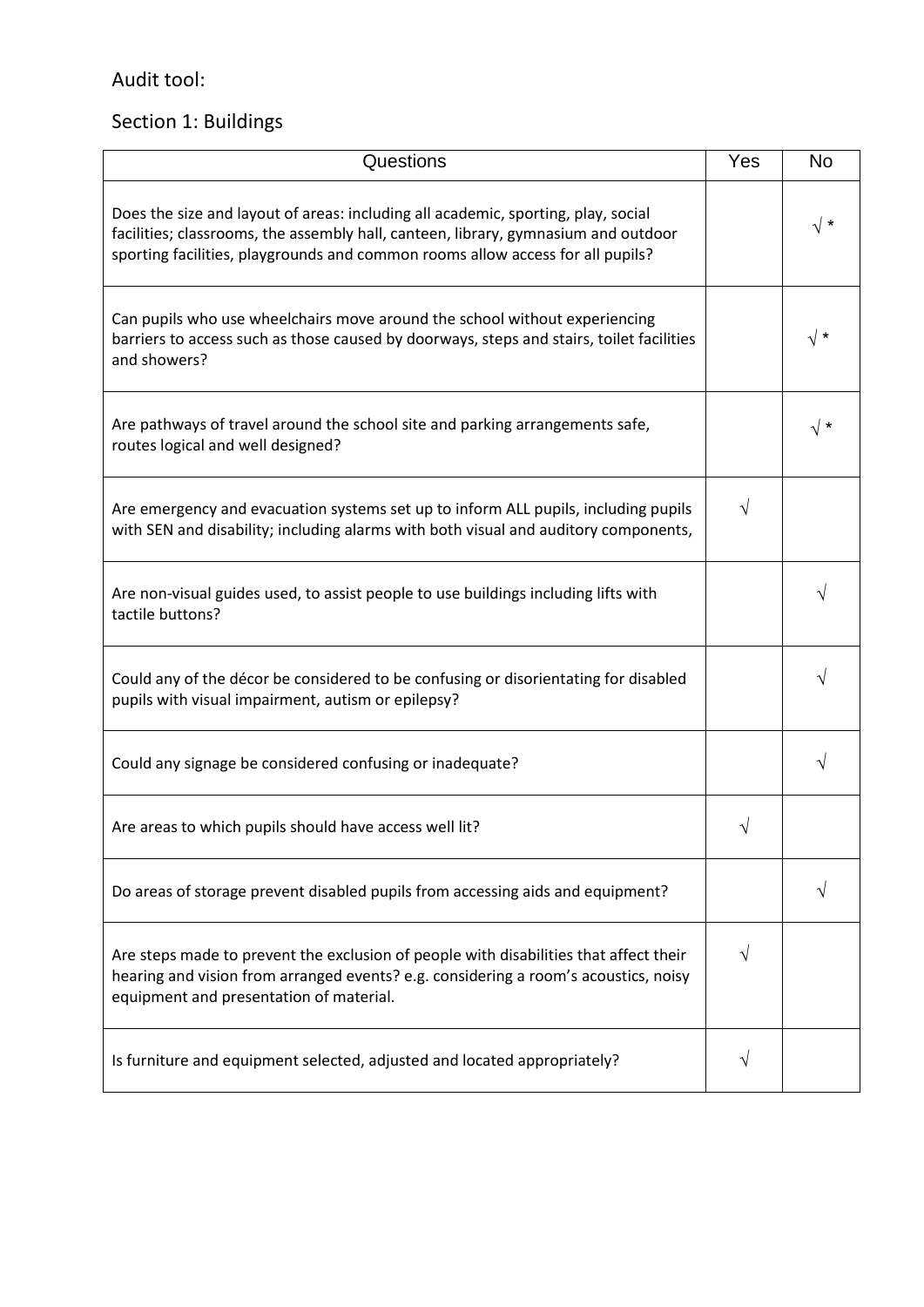Audit tool:

Section 1: Buildings

| Questions | Yes | No |
|---|---|---|
| Does the size and layout of areas: including all academic, sporting, play, social facilities; classrooms, the assembly hall, canteen, library, gymnasium and outdoor sporting facilities, playgrounds and common rooms allow access for all pupils? | | √ * |
| Can pupils who use wheelchairs move around the school without experiencing barriers to access such as those caused by doorways, steps and stairs, toilet facilities and showers? | | √ * |
| Are pathways of travel around the school site and parking arrangements safe, routes logical and well designed? | | √ * |
| Are emergency and evacuation systems set up to inform ALL pupils, including pupils with SEN and disability; including alarms with both visual and auditory components, | √ | |
| Are non-visual guides used, to assist people to use buildings including lifts with tactile buttons? | | √ |
| Could any of the décor be considered to be confusing or disorientating for disabled pupils with visual impairment, autism or epilepsy? | | √ |
| Could any signage be considered confusing or inadequate? | | √ |
| Are areas to which pupils should have access well lit? | √ | |
| Do areas of storage prevent disabled pupils from accessing aids and equipment? | | √ |
| Are steps made to prevent the exclusion of people with disabilities that affect their hearing and vision from arranged events? e.g. considering a room's acoustics, noisy equipment and presentation of material. | √ | |
| Is furniture and equipment selected, adjusted and located appropriately? | √ | |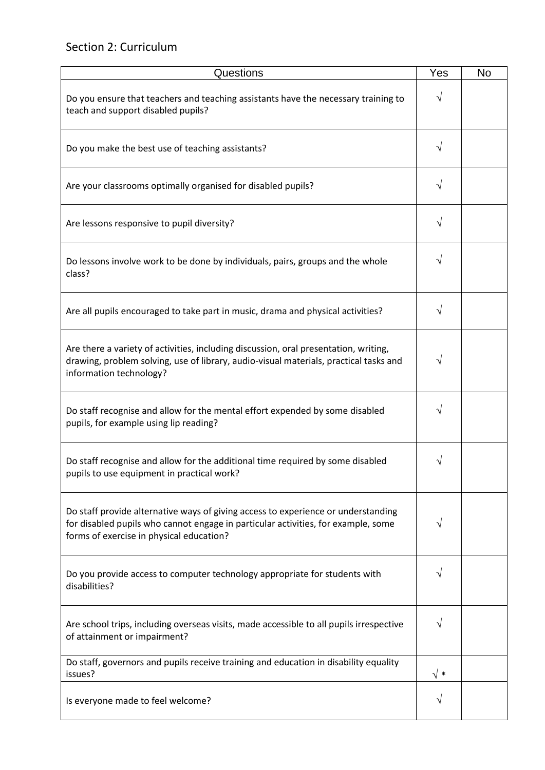## Section 2: Curriculum

| Questions | Yes | No |
|---|---|---|
| Do you ensure that teachers and teaching assistants have the necessary training to teach and support disabled pupils? | √ | |
| Do you make the best use of teaching assistants? | √ | |
| Are your classrooms optimally organised for disabled pupils? | √ | |
| Are lessons responsive to pupil diversity? | √ | |
| Do lessons involve work to be done by individuals, pairs, groups and the whole class? | √ | |
| Are all pupils encouraged to take part in music, drama and physical activities? | √ | |
| Are there a variety of activities, including discussion, oral presentation, writing, drawing, problem solving, use of library, audio-visual materials, practical tasks and information technology? | √ | |
| Do staff recognise and allow for the mental effort expended by some disabled pupils, for example using lip reading? | √ | |
| Do staff recognise and allow for the additional time required by some disabled pupils to use equipment in practical work? | √ | |
| Do staff provide alternative ways of giving access to experience or understanding for disabled pupils who cannot engage in particular activities, for example, some forms of exercise in physical education? | √ | |
| Do you provide access to computer technology appropriate for students with disabilities? | √ | |
| Are school trips, including overseas visits, made accessible to all pupils irrespective of attainment or impairment? | √ | |
| Do staff, governors and pupils receive training and education in disability equality issues? | √ * | |
| Is everyone made to feel welcome? | √ | |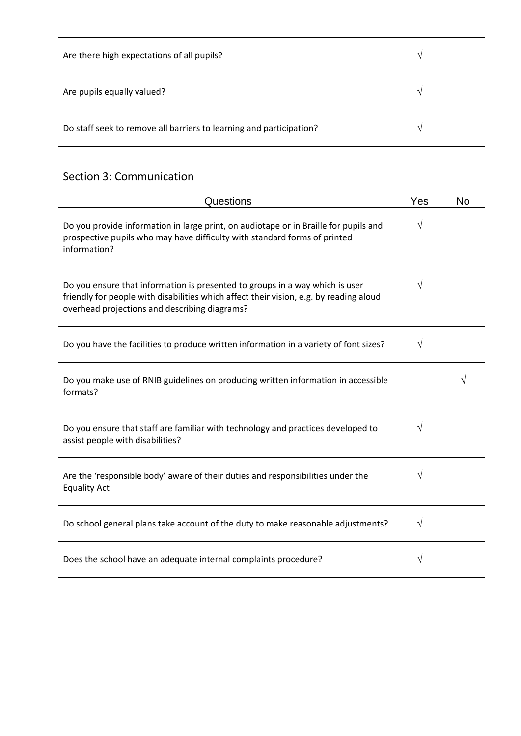| | | |
|---|---|---|
| Are there high expectations of all pupils? | √ | |
| Are pupils equally valued? | √ | |
| Do staff seek to remove all barriers to learning and participation? | √ | |

## Section 3: Communication

| Questions | Yes | No |
|---|---|---|
| Do you provide information in large print, on audiotape or in Braille for pupils and prospective pupils who may have difficulty with standard forms of printed information? | √ | |
| Do you ensure that information is presented to groups in a way which is user friendly for people with disabilities which affect their vision, e.g. by reading aloud overhead projections and describing diagrams? | √ | |
| Do you have the facilities to produce written information in a variety of font sizes? | √ | |
| Do you make use of RNIB guidelines on producing written information in accessible formats? | | √ |
| Do you ensure that staff are familiar with technology and practices developed to assist people with disabilities? | √ | |
| Are the 'responsible body' aware of their duties and responsibilities under the Equality Act | √ | |
| Do school general plans take account of the duty to make reasonable adjustments? | √ | |
| Does the school have an adequate internal complaints procedure? | √ | |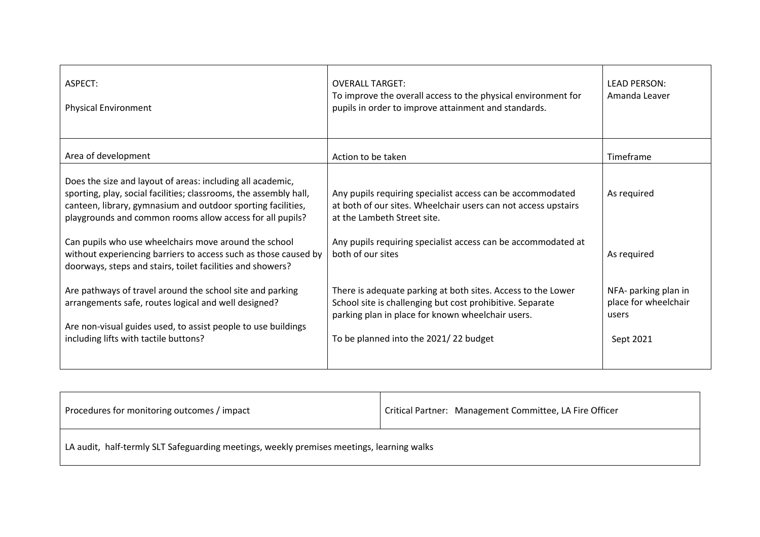| ASPECT:<br><br>Physical Environment | OVERALL TARGET:<br>To improve the overall access to the physical environment for pupils in order to improve attainment and standards. | LEAD PERSON:<br>Amanda Leaver |
| --- | --- | --- |
| Area of development | Action to be taken | Timeframe |
| Does the size and layout of areas: including all academic, sporting, play, social facilities; classrooms, the assembly hall, canteen, library, gymnasium and outdoor sporting facilities, playgrounds and common rooms allow access for all pupils? | Any pupils requiring specialist access can be accommodated at both of our sites. Wheelchair users can not access upstairs at the Lambeth Street site. | As required |
| Can pupils who use wheelchairs move around the school without experiencing barriers to access such as those caused by doorways, steps and stairs, toilet facilities and showers? | Any pupils requiring specialist access can be accommodated at both of our sites | As required |
| Are pathways of travel around the school site and parking arrangements safe, routes logical and well designed? | There is adequate parking at both sites. Access to the Lower School site is challenging but cost prohibitive. Separate parking plan in place for known wheelchair users. | NFA- parking plan in place for wheelchair users |
| Are non-visual guides used, to assist people to use buildings including lifts with tactile buttons? | To be planned into the 2021/ 22 budget | Sept 2021 |

| Procedures for monitoring outcomes / impact | Critical Partner: Management Committee, LA Fire Officer |
| --- | --- |
| LA audit, half-termly SLT Safeguarding meetings, weekly premises meetings, learning walks | |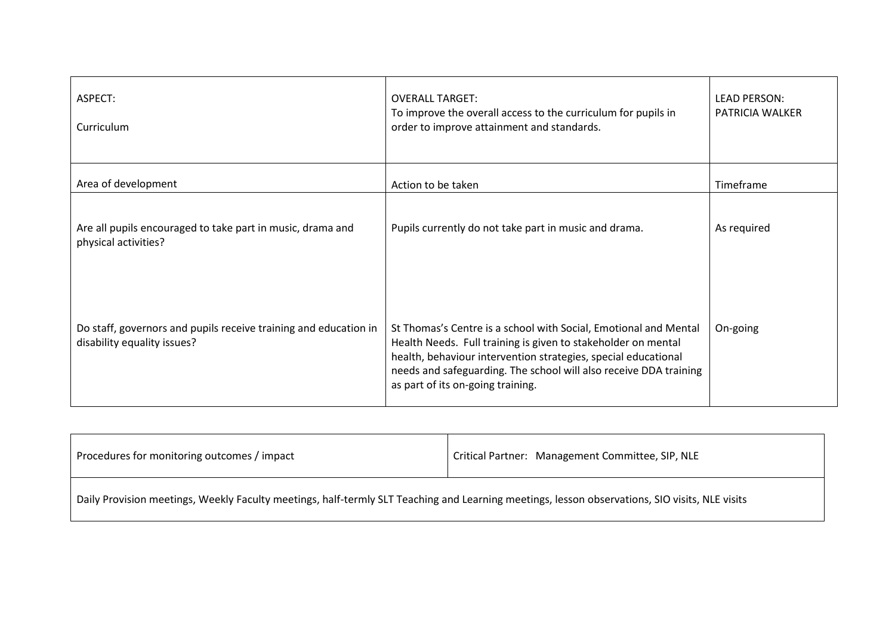| ASPECT:<br><br>Curriculum | OVERALL TARGET:<br>To improve the overall access to the curriculum for pupils in order to improve attainment and standards. | LEAD PERSON:<br>PATRICIA WALKER |
|---|---|---|
| Area of development | Action to be taken | Timeframe |
| Are all pupils encouraged to take part in music, drama and physical activities? | Pupils currently do not take part in music and drama. | As required |
| Do staff, governors and pupils receive training and education in disability equality issues? | St Thomas's Centre is a school with Social, Emotional and Mental Health Needs. Full training is given to stakeholder on mental health, behaviour intervention strategies, special educational needs and safeguarding. The school will also receive DDA training as part of its on-going training. | On-going |

| Procedures for monitoring outcomes / impact | Critical Partner: Management Committee, SIP, NLE |
|---|---|
| Daily Provision meetings, Weekly Faculty meetings, half-termly SLT Teaching and Learning meetings, lesson observations, SIO visits, NLE visits | |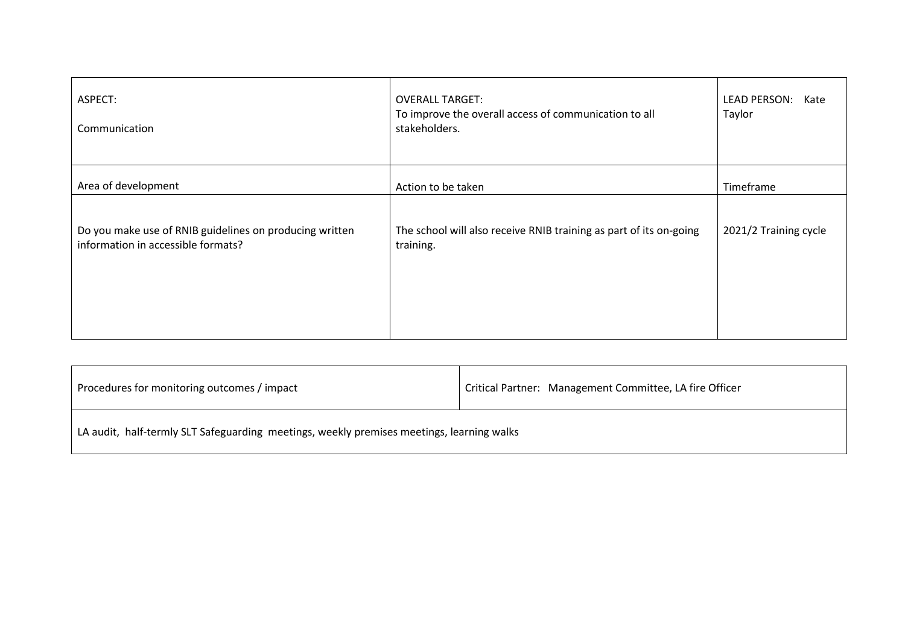| ASPECT: Communication | OVERALL TARGET: To improve the overall access of communication to all stakeholders. | LEAD PERSON: Kate Taylor |
|---|---|---|
| Area of development | Action to be taken | Timeframe |
| Do you make use of RNIB guidelines on producing written information in accessible formats? | The school will also receive RNIB training as part of its on-going training. | 2021/2 Training cycle |

| Procedures for monitoring outcomes / impact | Critical Partner: Management Committee, LA fire Officer |
|---|---|
| LA audit, half-termly SLT Safeguarding meetings, weekly premises meetings, learning walks | |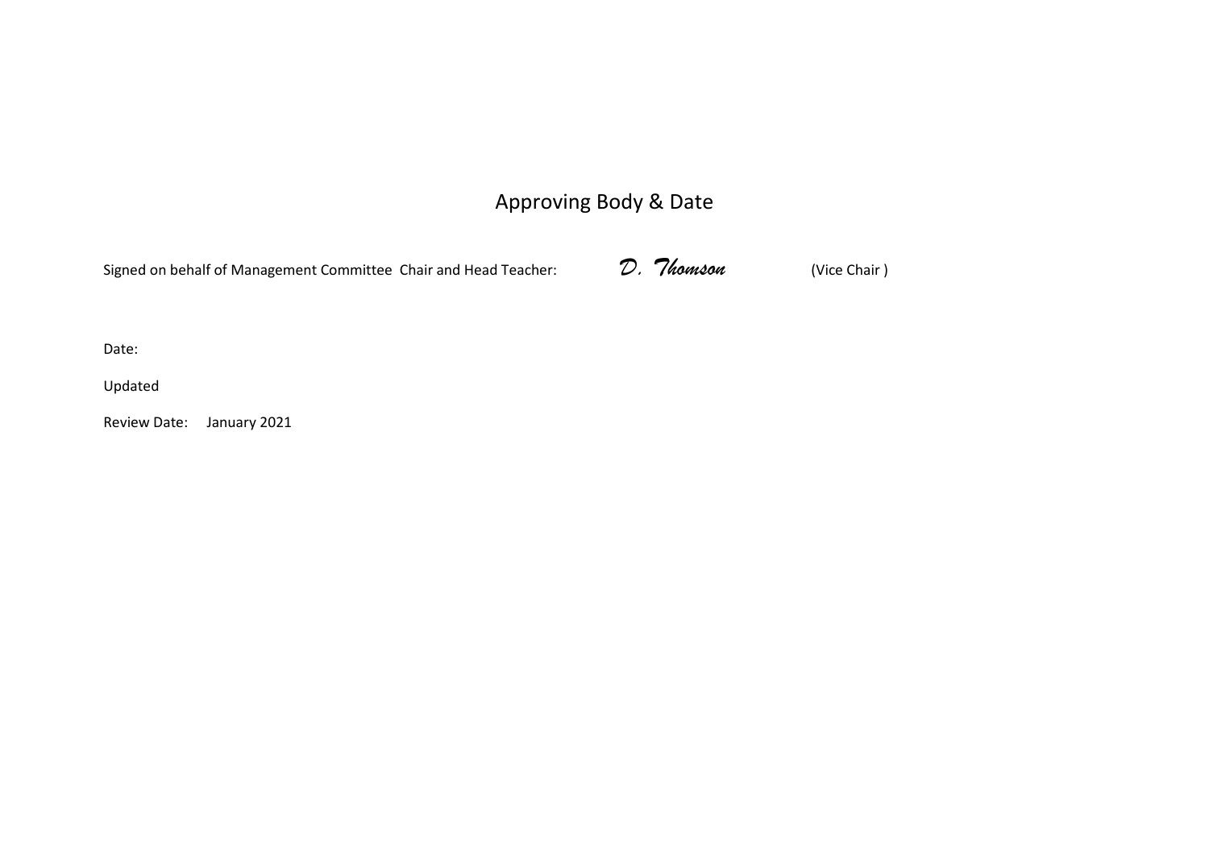## Approving Body & Date

Signed on behalf of Management Committee Chair and Head Teacher: *D. Thomson* (Vice Chair )

Date:

Updated

Review Date: January 2021